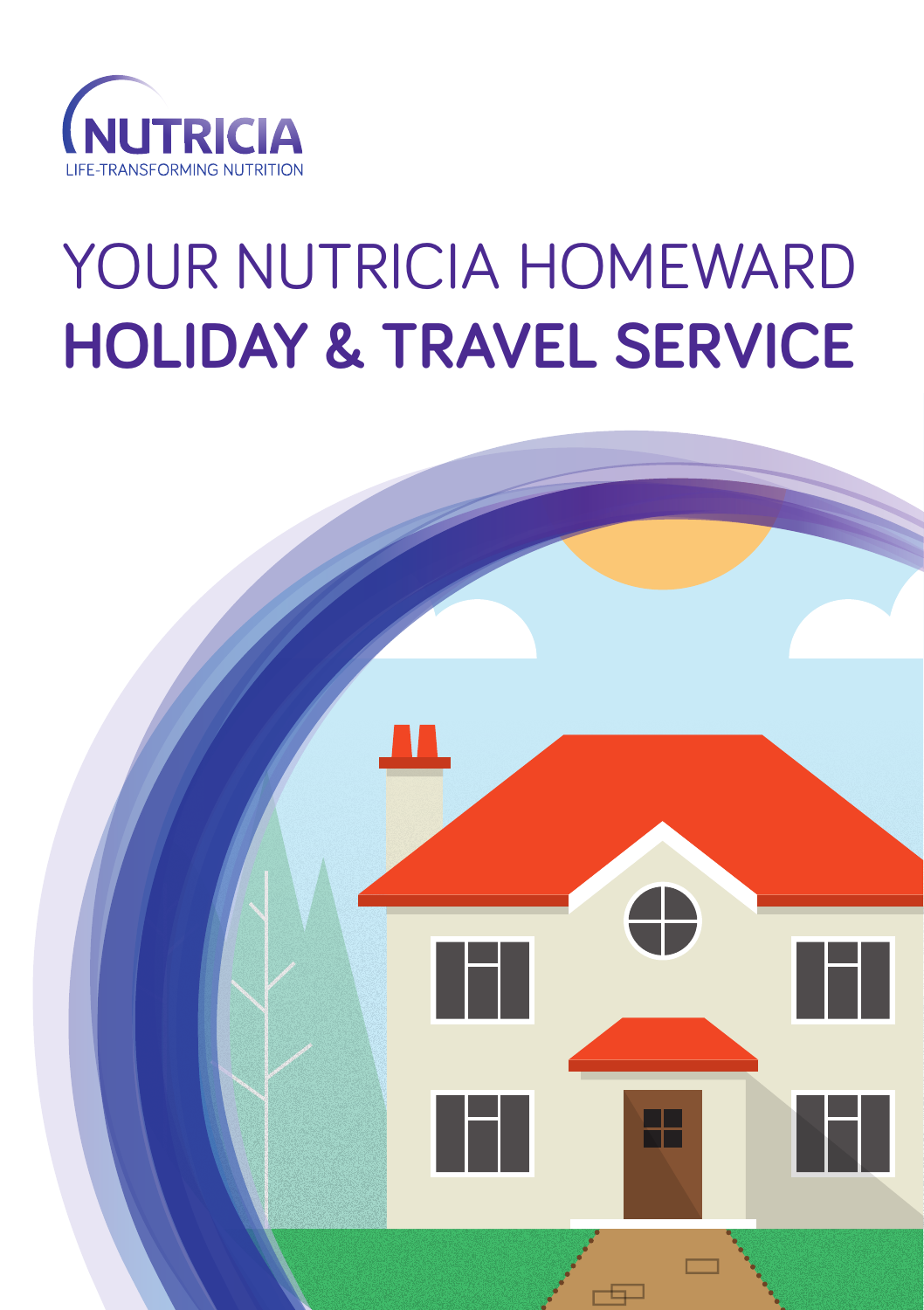NUTRICIA
LIFE-TRANSFORMING NUTRITION

# YOUR NUTRICIA HOMEWARD **HOLIDAY & TRAVEL SERVICE**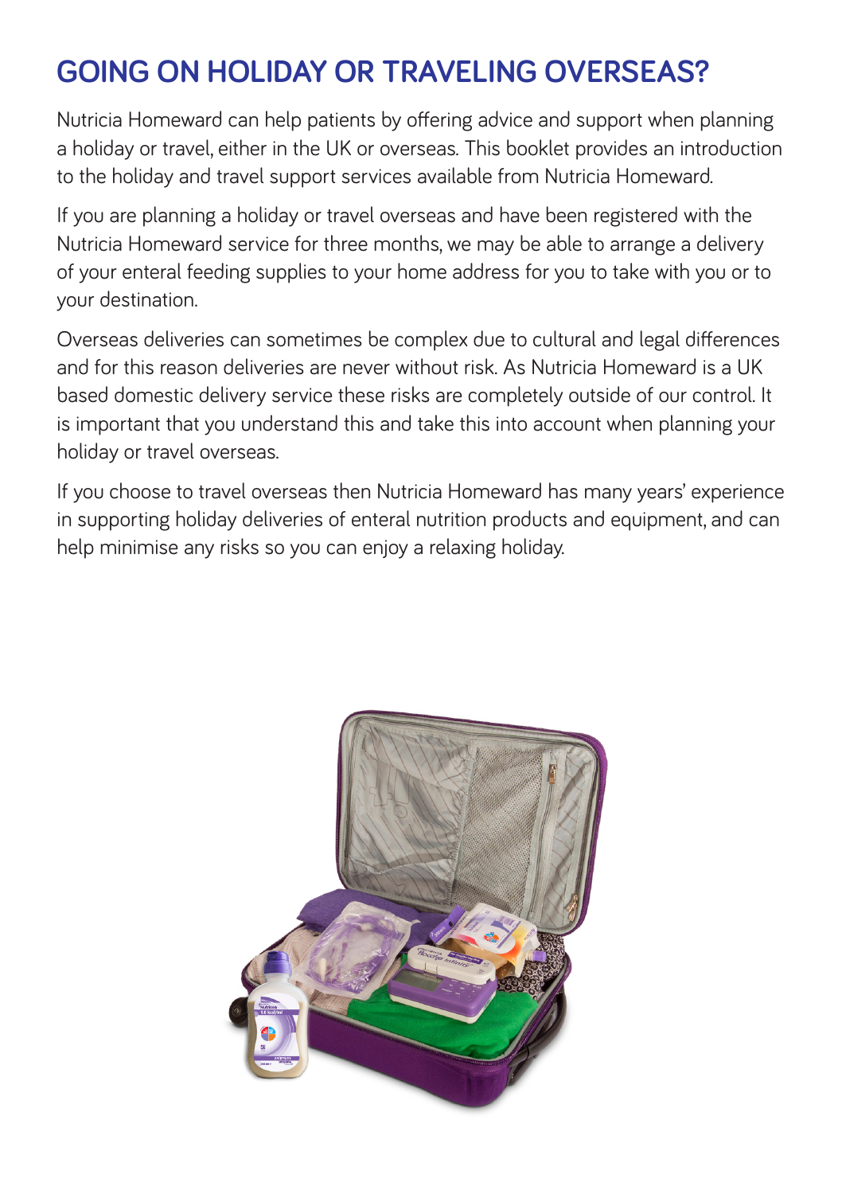# GOING ON HOLIDAY OR TRAVELING OVERSEAS?

Nutricia Homeward can help patients by offering advice and support when planning a holiday or travel, either in the UK or overseas. This booklet provides an introduction to the holiday and travel support services available from Nutricia Homeward.

If you are planning a holiday or travel overseas and have been registered with the Nutricia Homeward service for three months, we may be able to arrange a delivery of your enteral feeding supplies to your home address for you to take with you or to your destination.

Overseas deliveries can sometimes be complex due to cultural and legal differences and for this reason deliveries are never without risk. As Nutricia Homeward is a UK based domestic delivery service these risks are completely outside of our control. It is important that you understand this and take this into account when planning your holiday or travel overseas.

If you choose to travel overseas then Nutricia Homeward has many years' experience in supporting holiday deliveries of enteral nutrition products and equipment, and can help minimise any risks so you can enjoy a relaxing holiday.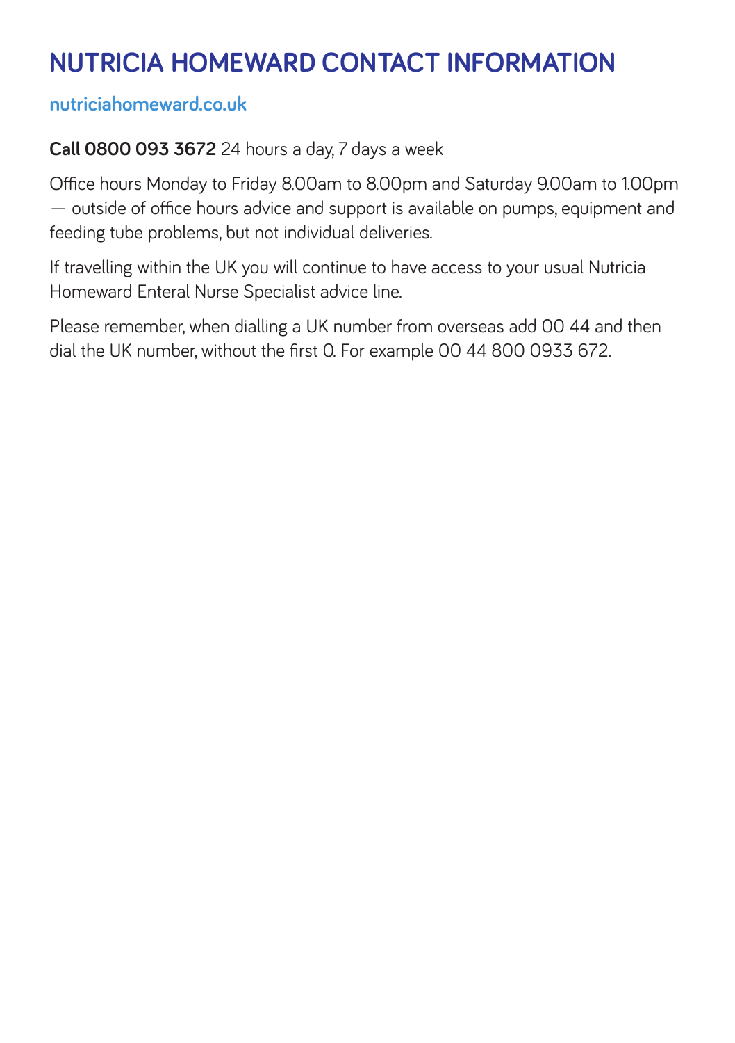# NUTRICIA HOMEWARD CONTACT INFORMATION

**nutriciahomeward.co.uk**

**Call 0800 093 3672** 24 hours a day, 7 days a week

Office hours Monday to Friday 8.00am to 8.00pm and Saturday 9.00am to 1.00pm — outside of office hours advice and support is available on pumps, equipment and feeding tube problems, but not individual deliveries.

If travelling within the UK you will continue to have access to your usual Nutricia Homeward Enteral Nurse Specialist advice line.

Please remember, when dialling a UK number from overseas add 00 44 and then dial the UK number, without the first 0. For example 00 44 800 0933 672.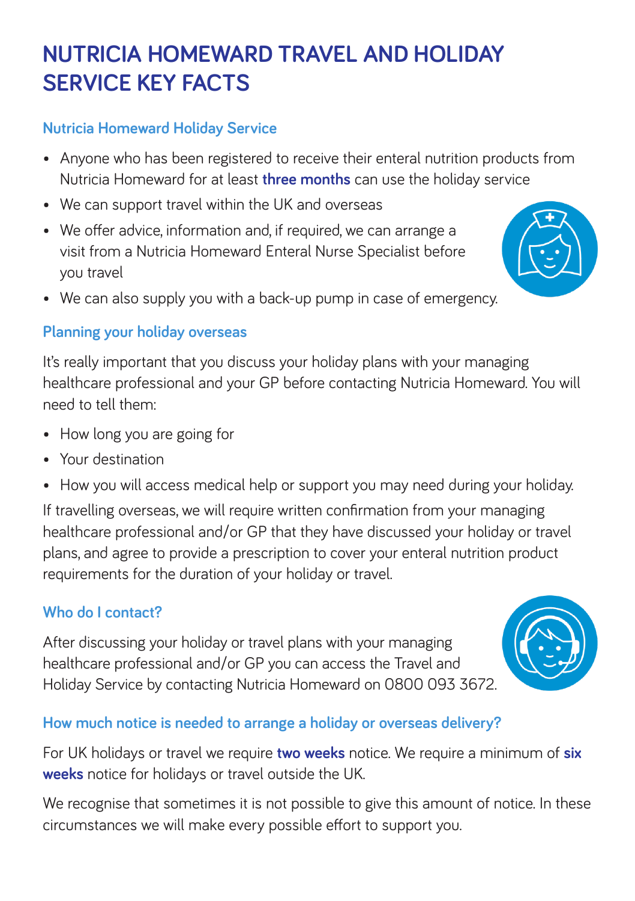# NUTRICIA HOMEWARD TRAVEL AND HOLIDAY SERVICE KEY FACTS

## Nutricia Homeward Holiday Service

- Anyone who has been registered to receive their enteral nutrition products from Nutricia Homeward for at least **three months** can use the holiday service
- We can support travel within the UK and overseas
- We offer advice, information and, if required, we can arrange a visit from a Nutricia Homeward Enteral Nurse Specialist before you travel
- We can also supply you with a back-up pump in case of emergency.

## Planning your holiday overseas

It's really important that you discuss your holiday plans with your managing healthcare professional and your GP before contacting Nutricia Homeward. You will need to tell them:

- How long you are going for
- Your destination
- How you will access medical help or support you may need during your holiday.

If travelling overseas, we will require written confirmation from your managing healthcare professional and/or GP that they have discussed your holiday or travel plans, and agree to provide a prescription to cover your enteral nutrition product requirements for the duration of your holiday or travel.

## Who do I contact?

After discussing your holiday or travel plans with your managing healthcare professional and/or GP you can access the Travel and Holiday Service by contacting Nutricia Homeward on 0800 093 3672.

## How much notice is needed to arrange a holiday or overseas delivery?

For UK holidays or travel we require **two weeks** notice. We require a minimum of **six weeks** notice for holidays or travel outside the UK.

We recognise that sometimes it is not possible to give this amount of notice. In these circumstances we will make every possible effort to support you.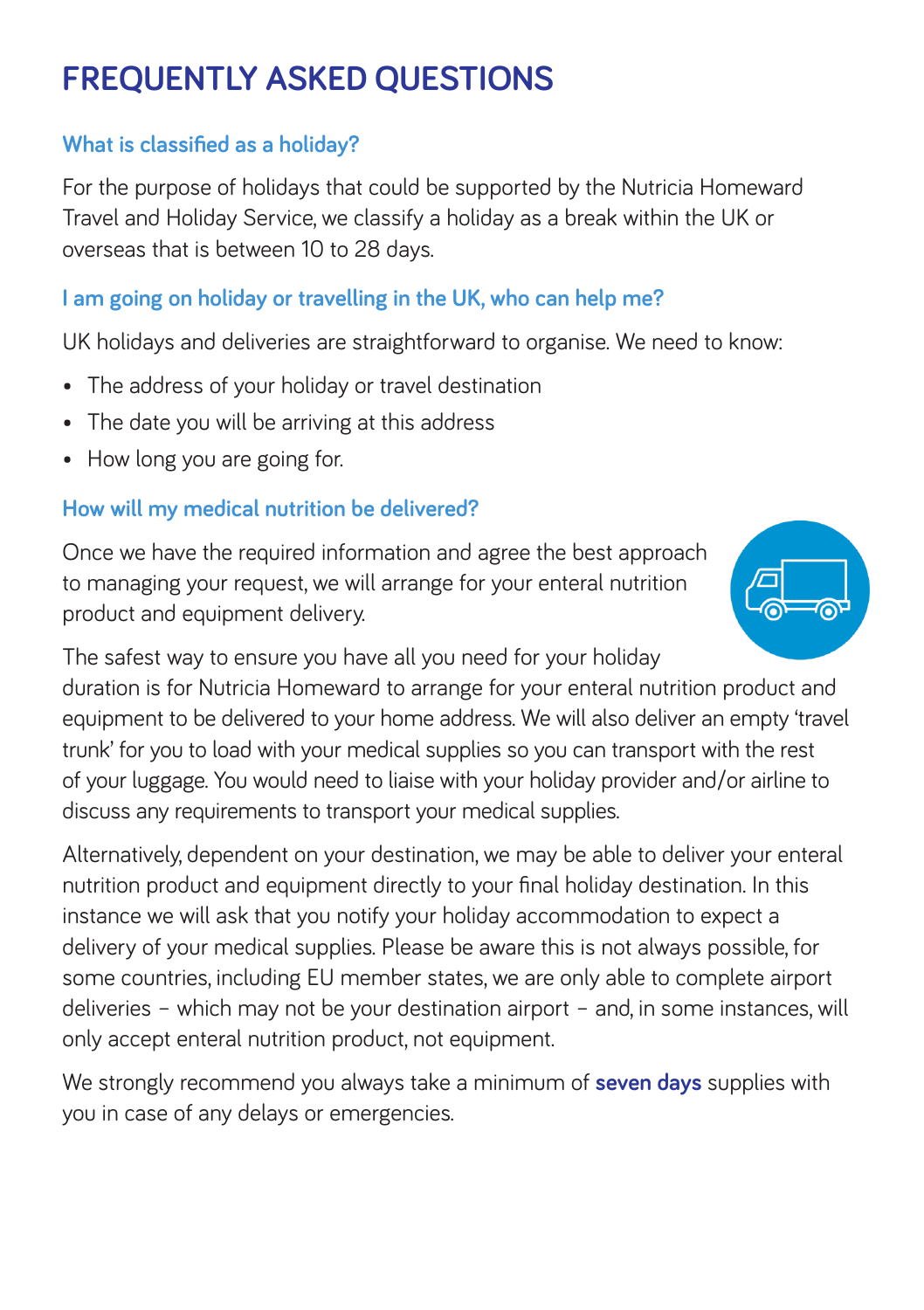# FREQUENTLY ASKED QUESTIONS

### What is classified as a holiday?

For the purpose of holidays that could be supported by the Nutricia Homeward Travel and Holiday Service, we classify a holiday as a break within the UK or overseas that is between 10 to 28 days.

### I am going on holiday or travelling in the UK, who can help me?

UK holidays and deliveries are straightforward to organise. We need to know:

- The address of your holiday or travel destination
- The date you will be arriving at this address
- How long you are going for.

### How will my medical nutrition be delivered?

Once we have the required information and agree the best approach to managing your request, we will arrange for your enteral nutrition product and equipment delivery.

The safest way to ensure you have all you need for your holiday duration is for Nutricia Homeward to arrange for your enteral nutrition product and equipment to be delivered to your home address. We will also deliver an empty 'travel trunk' for you to load with your medical supplies so you can transport with the rest of your luggage. You would need to liaise with your holiday provider and/or airline to discuss any requirements to transport your medical supplies.

Alternatively, dependent on your destination, we may be able to deliver your enteral nutrition product and equipment directly to your final holiday destination. In this instance we will ask that you notify your holiday accommodation to expect a delivery of your medical supplies. Please be aware this is not always possible, for some countries, including EU member states, we are only able to complete airport deliveries – which may not be your destination airport – and, in some instances, will only accept enteral nutrition product, not equipment.

We strongly recommend you always take a minimum of **seven days** supplies with you in case of any delays or emergencies.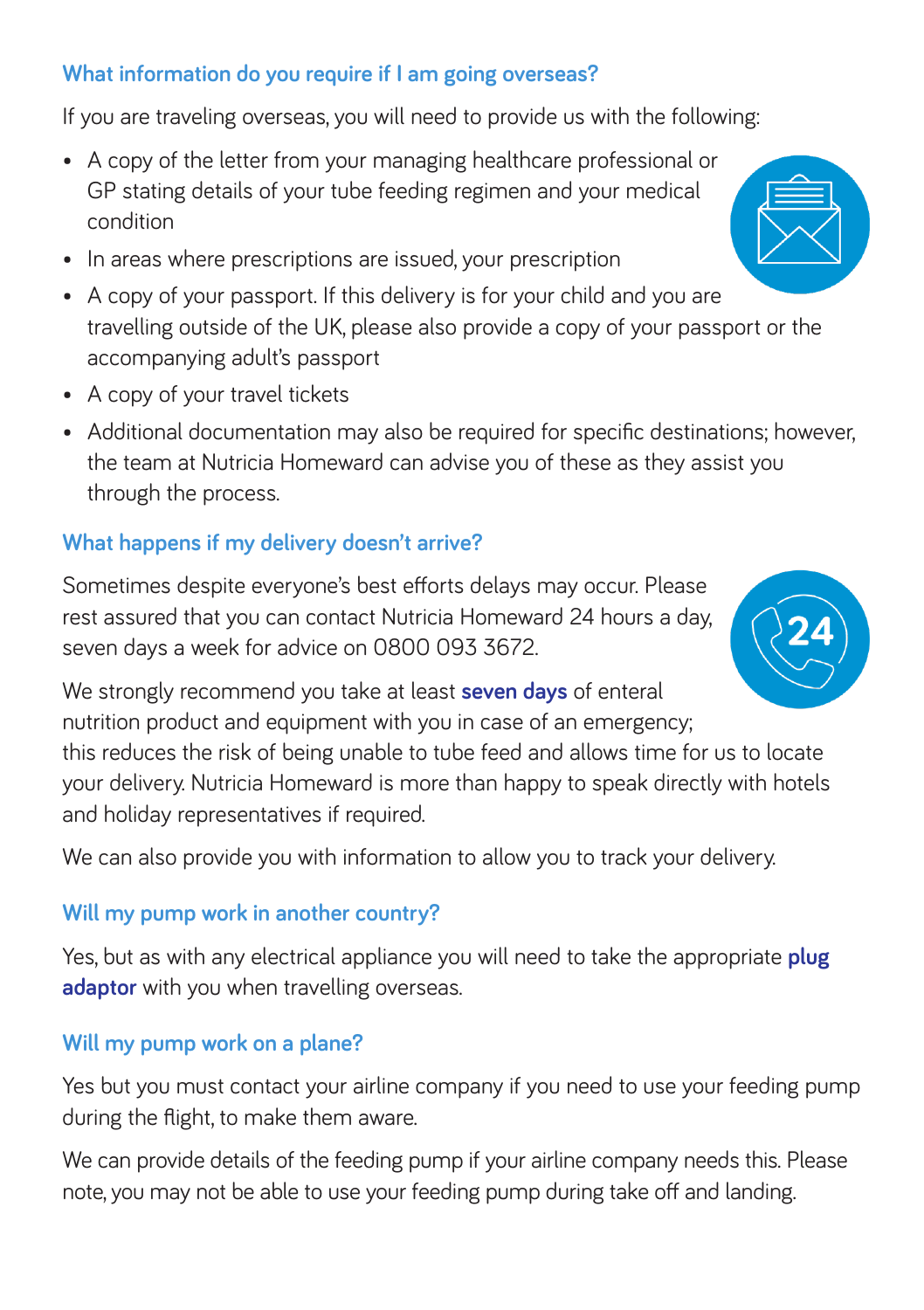### What information do you require if I am going overseas?

If you are traveling overseas, you will need to provide us with the following:

- A copy of the letter from your managing healthcare professional or GP stating details of your tube feeding regimen and your medical condition
- In areas where prescriptions are issued, your prescription
- A copy of your passport. If this delivery is for your child and you are travelling outside of the UK, please also provide a copy of your passport or the accompanying adult's passport
- A copy of your travel tickets
- Additional documentation may also be required for specific destinations; however, the team at Nutricia Homeward can advise you of these as they assist you through the process.

### What happens if my delivery doesn't arrive?

Sometimes despite everyone's best efforts delays may occur. Please rest assured that you can contact Nutricia Homeward 24 hours a day, seven days a week for advice on 0800 093 3672.

We strongly recommend you take at least **seven days** of enteral nutrition product and equipment with you in case of an emergency; this reduces the risk of being unable to tube feed and allows time for us to locate your delivery. Nutricia Homeward is more than happy to speak directly with hotels and holiday representatives if required.

We can also provide you with information to allow you to track your delivery.

### Will my pump work in another country?

Yes, but as with any electrical appliance you will need to take the appropriate **plug adaptor** with you when travelling overseas.

### Will my pump work on a plane?

Yes but you must contact your airline company if you need to use your feeding pump during the flight, to make them aware.

We can provide details of the feeding pump if your airline company needs this. Please note, you may not be able to use your feeding pump during take off and landing.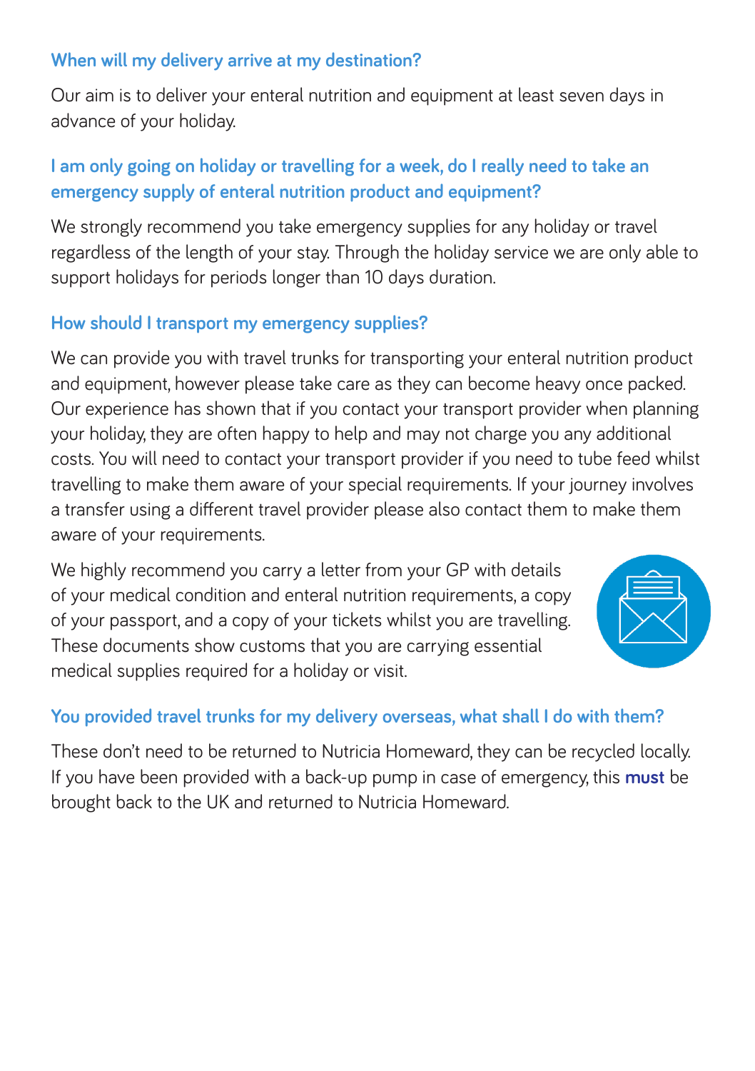### When will my delivery arrive at my destination?

Our aim is to deliver your enteral nutrition and equipment at least seven days in advance of your holiday.

### I am only going on holiday or travelling for a week, do I really need to take an emergency supply of enteral nutrition product and equipment?

We strongly recommend you take emergency supplies for any holiday or travel regardless of the length of your stay. Through the holiday service we are only able to support holidays for periods longer than 10 days duration.

### How should I transport my emergency supplies?

We can provide you with travel trunks for transporting your enteral nutrition product and equipment, however please take care as they can become heavy once packed. Our experience has shown that if you contact your transport provider when planning your holiday, they are often happy to help and may not charge you any additional costs. You will need to contact your transport provider if you need to tube feed whilst travelling to make them aware of your special requirements. If your journey involves a transfer using a different travel provider please also contact them to make them aware of your requirements.

We highly recommend you carry a letter from your GP with details of your medical condition and enteral nutrition requirements, a copy of your passport, and a copy of your tickets whilst you are travelling. These documents show customs that you are carrying essential medical supplies required for a holiday or visit.

### You provided travel trunks for my delivery overseas, what shall I do with them?

These don't need to be returned to Nutricia Homeward, they can be recycled locally. If you have been provided with a back-up pump in case of emergency, this **must** be brought back to the UK and returned to Nutricia Homeward.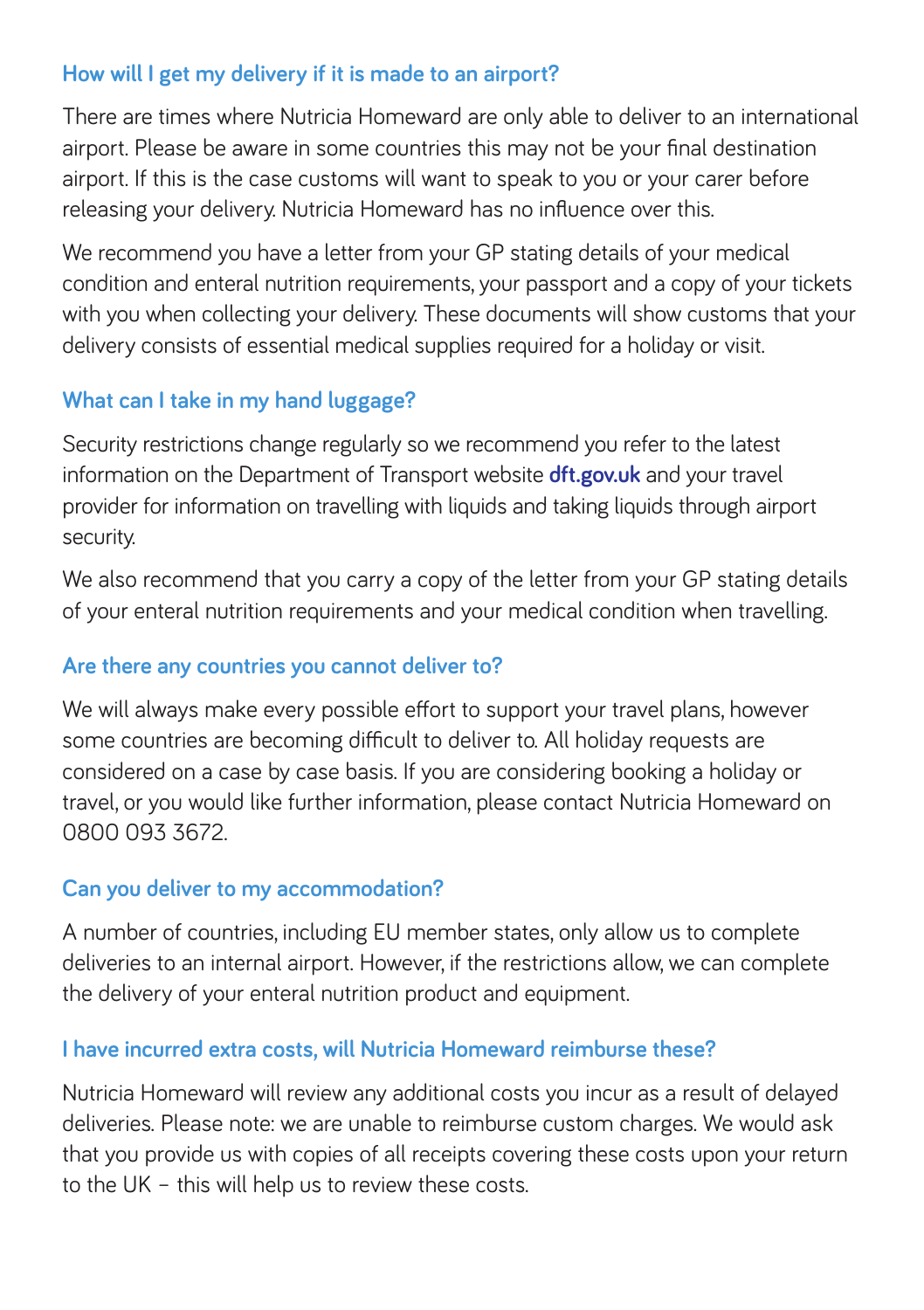### How will I get my delivery if it is made to an airport?

There are times where Nutricia Homeward are only able to deliver to an international airport. Please be aware in some countries this may not be your final destination airport. If this is the case customs will want to speak to you or your carer before releasing your delivery. Nutricia Homeward has no influence over this.

We recommend you have a letter from your GP stating details of your medical condition and enteral nutrition requirements, your passport and a copy of your tickets with you when collecting your delivery. These documents will show customs that your delivery consists of essential medical supplies required for a holiday or visit.

### What can I take in my hand luggage?

Security restrictions change regularly so we recommend you refer to the latest information on the Department of Transport website **dft.gov.uk** and your travel provider for information on travelling with liquids and taking liquids through airport security.

We also recommend that you carry a copy of the letter from your GP stating details of your enteral nutrition requirements and your medical condition when travelling.

### Are there any countries you cannot deliver to?

We will always make every possible effort to support your travel plans, however some countries are becoming difficult to deliver to. All holiday requests are considered on a case by case basis. If you are considering booking a holiday or travel, or you would like further information, please contact Nutricia Homeward on 0800 093 3672.

### Can you deliver to my accommodation?

A number of countries, including EU member states, only allow us to complete deliveries to an internal airport. However, if the restrictions allow, we can complete the delivery of your enteral nutrition product and equipment.

### I have incurred extra costs, will Nutricia Homeward reimburse these?

Nutricia Homeward will review any additional costs you incur as a result of delayed deliveries. Please note: we are unable to reimburse custom charges. We would ask that you provide us with copies of all receipts covering these costs upon your return to the UK – this will help us to review these costs.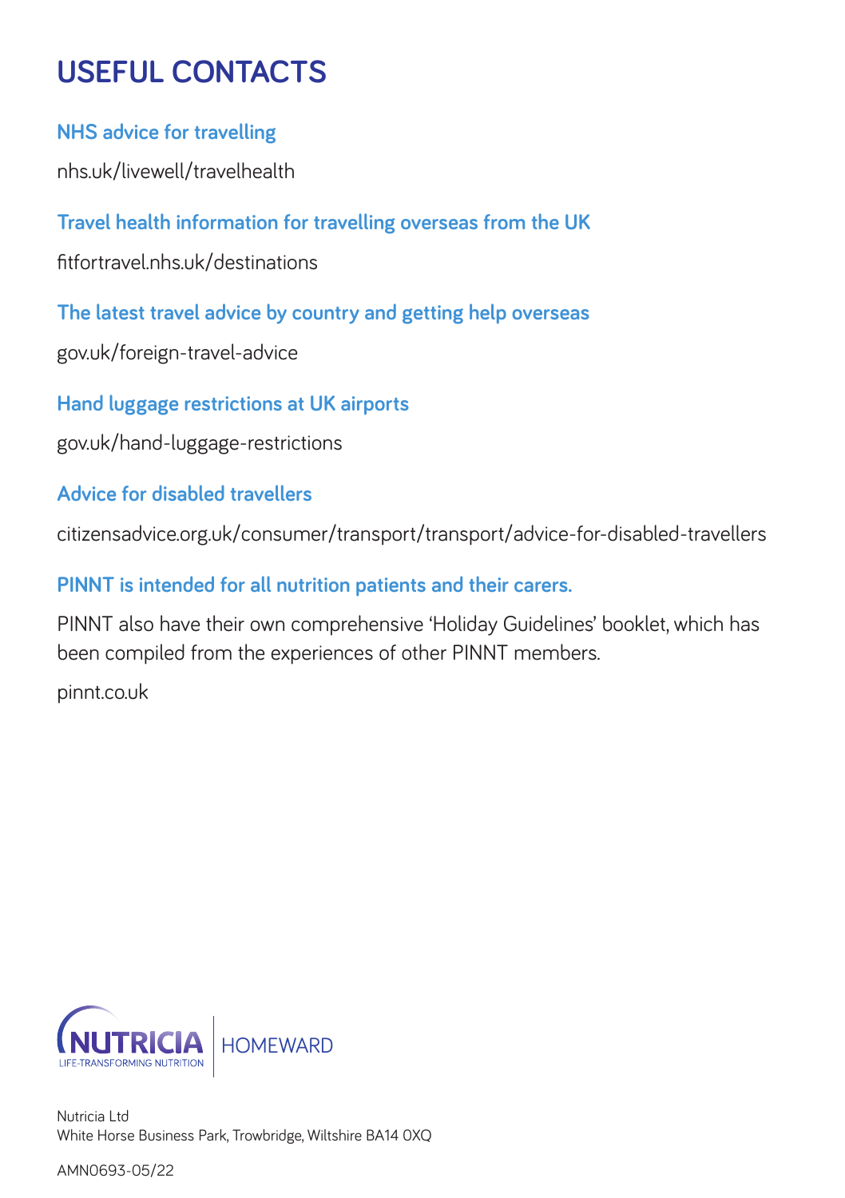# USEFUL CONTACTS

### NHS advice for travelling

nhs.uk/livewell/travelhealth

### Travel health information for travelling overseas from the UK

fitfortravel.nhs.uk/destinations

### The latest travel advice by country and getting help overseas

gov.uk/foreign-travel-advice

### Hand luggage restrictions at UK airports

gov.uk/hand-luggage-restrictions

### Advice for disabled travellers

citizensadvice.org.uk/consumer/transport/transport/advice-for-disabled-travellers

### PINNT is intended for all nutrition patients and their carers.

PINNT also have their own comprehensive 'Holiday Guidelines' booklet, which has been compiled from the experiences of other PINNT members.

pinnt.co.uk

NUTRICIA
LIFE-TRANSFORMING NUTRITION
HOMEWARD

Nutricia Ltd
White Horse Business Park, Trowbridge, Wiltshire BA14 0XQ

AMN0693-05/22